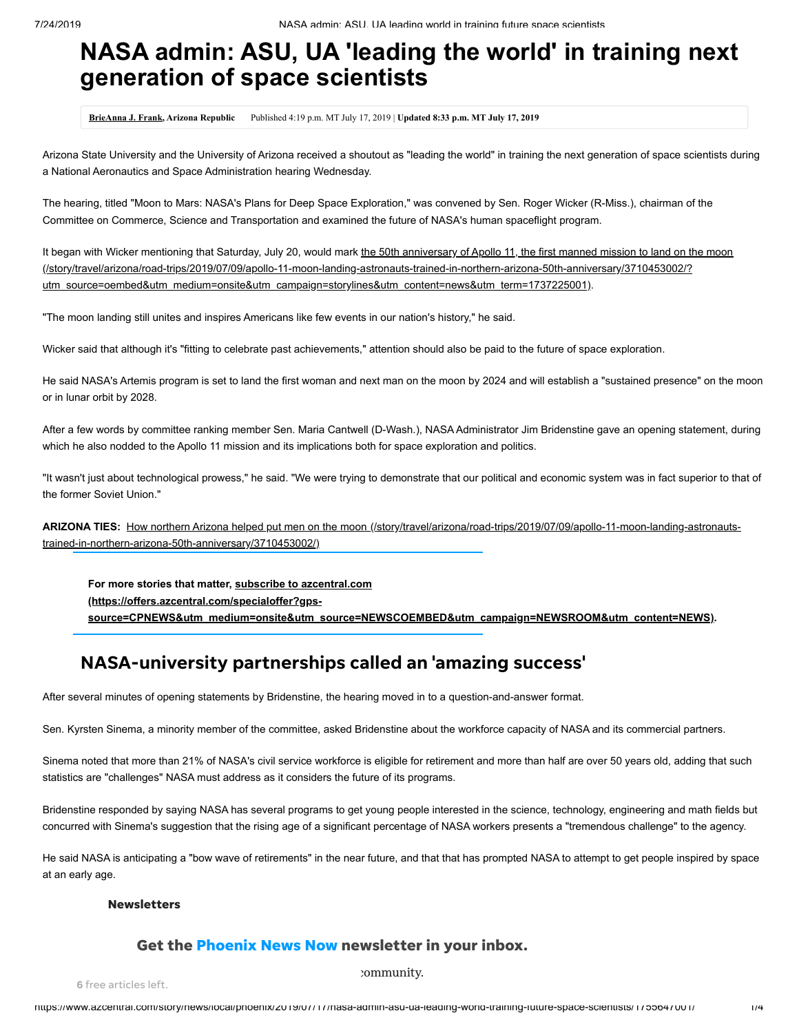# NASA admin: ASU, UA 'leading the world' in training next generation of space scientists

**BrieAnna J. Frank, Arizona Republic** Published 4:19 p.m. MT July 17, 2019 | **Updated 8:33 p.m. MT July 17, 2019**

Arizona State University and the University of Arizona received a shoutout as "leading the world" in training the next generation of space scientists during a National Aeronautics and Space Administration hearing Wednesday.

The hearing, titled "Moon to Mars: NASA's Plans for Deep Space Exploration," was convened by Sen. Roger Wicker (R-Miss.), chairman of the Committee on Commerce, Science and Transportation and examined the future of NASA's human spaceflight program.

It began with Wicker mentioning that Saturday, July 20, would mark the 50th anniversary of Apollo 11, the first manned mission to land on the moon (/story/travel/arizona/road-trips/2019/07/09/apollo-11-moon-landing-astronauts-trained-in-northern-arizona-50th-anniversary/3710453002/?utm_source=oembed&utm_medium=onsite&utm_campaign=storylines&utm_content=news&utm_term=1737225001).

"The moon landing still unites and inspires Americans like few events in our nation's history," he said.

Wicker said that although it's "fitting to celebrate past achievements," attention should also be paid to the future of space exploration.

He said NASA's Artemis program is set to land the first woman and next man on the moon by 2024 and will establish a "sustained presence" on the moon or in lunar orbit by 2028.

After a few words by committee ranking member Sen. Maria Cantwell (D-Wash.), NASA Administrator Jim Bridenstine gave an opening statement, during which he also nodded to the Apollo 11 mission and its implications both for space exploration and politics.

"It wasn't just about technological prowess," he said. "We were trying to demonstrate that our political and economic system was in fact superior to that of the former Soviet Union."

**ARIZONA TIES:** How northern Arizona helped put men on the moon (/story/travel/arizona/road-trips/2019/07/09/apollo-11-moon-landing-astronauts-trained-in-northern-arizona-50th-anniversary/3710453002/)

**For more stories that matter, subscribe to azcentral.com (https://offers.azcentral.com/specialoffer?gps-source=CPNEWS&utm_medium=onsite&utm_source=NEWSCOEMBED&utm_campaign=NEWSROOM&utm_content=NEWS).**

## NASA-university partnerships called an 'amazing success'

After several minutes of opening statements by Bridenstine, the hearing moved in to a question-and-answer format.

Sen. Kyrsten Sinema, a minority member of the committee, asked Bridenstine about the workforce capacity of NASA and its commercial partners.

Sinema noted that more than 21% of NASA's civil service workforce is eligible for retirement and more than half are over 50 years old, adding that such statistics are "challenges" NASA must address as it considers the future of its programs.

Bridenstine responded by saying NASA has several programs to get young people interested in the science, technology, engineering and math fields but concurred with Sinema's suggestion that the rising age of a significant percentage of NASA workers presents a "tremendous challenge" to the agency.

He said NASA is anticipating a "bow wave of retirements" in the near future, and that that has prompted NASA to attempt to get people inspired by space at an early age.

**Newsletters**

**Get the Phoenix News Now newsletter in your inbox.**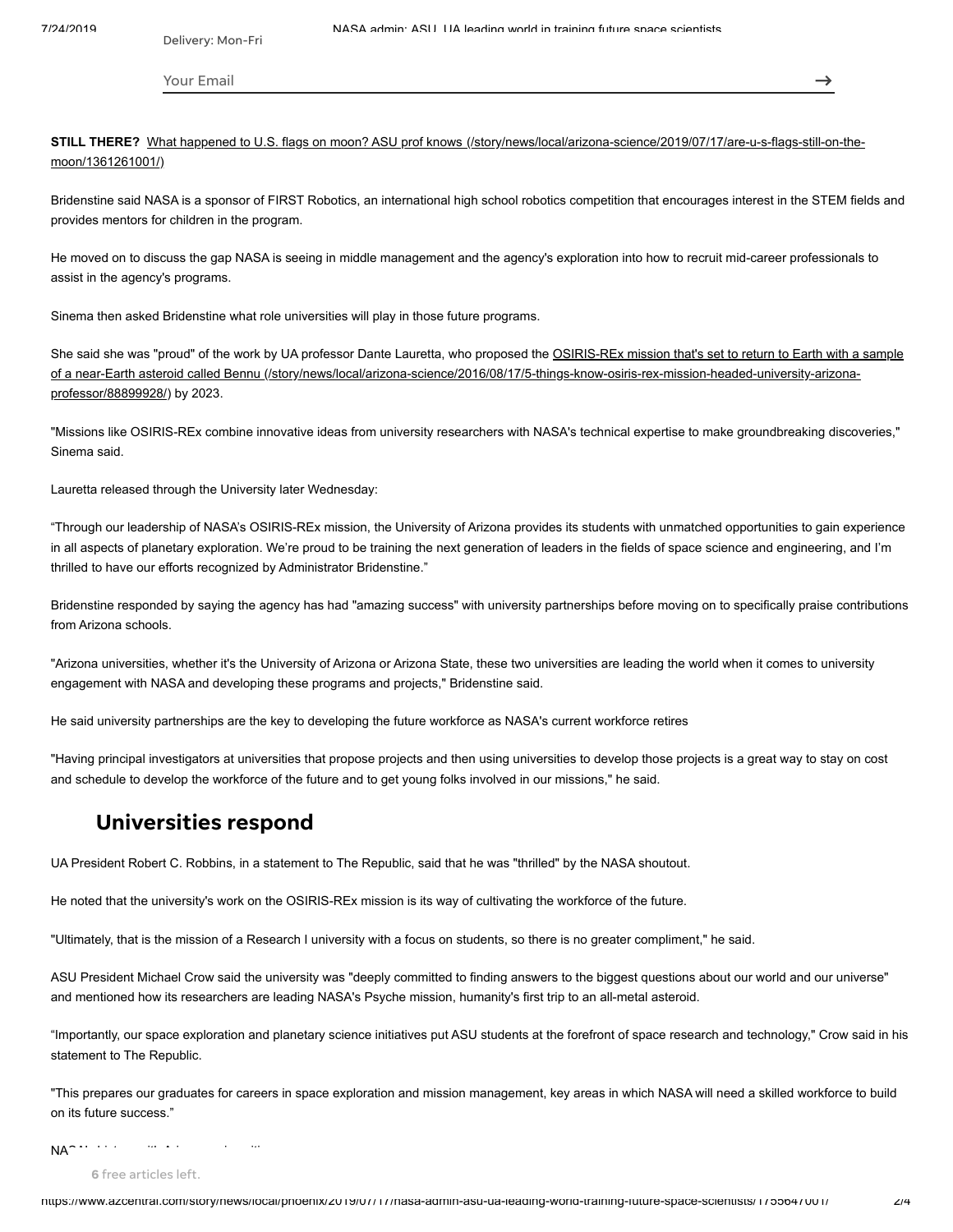Delivery: Mon-Fri

Your Email

**STILL THERE?** What happened to U.S. flags on moon? ASU prof knows (/story/news/local/arizona-science/2019/07/17/are-u-s-flags-still-on-the-moon/1361261001/)

Bridenstine said NASA is a sponsor of FIRST Robotics, an international high school robotics competition that encourages interest in the STEM fields and provides mentors for children in the program.

He moved on to discuss the gap NASA is seeing in middle management and the agency's exploration into how to recruit mid-career professionals to assist in the agency's programs.

Sinema then asked Bridenstine what role universities will play in those future programs.

She said she was "proud" of the work by UA professor Dante Lauretta, who proposed the OSIRIS-REx mission that's set to return to Earth with a sample of a near-Earth asteroid called Bennu (/story/news/local/arizona-science/2016/08/17/5-things-know-osiris-rex-mission-headed-university-arizona-professor/88899928/) by 2023.

"Missions like OSIRIS-REx combine innovative ideas from university researchers with NASA's technical expertise to make groundbreaking discoveries," Sinema said.

Lauretta released through the University later Wednesday:

"Through our leadership of NASA's OSIRIS-REx mission, the University of Arizona provides its students with unmatched opportunities to gain experience in all aspects of planetary exploration. We're proud to be training the next generation of leaders in the fields of space science and engineering, and I'm thrilled to have our efforts recognized by Administrator Bridenstine."

Bridenstine responded by saying the agency has had "amazing success" with university partnerships before moving on to specifically praise contributions from Arizona schools.

"Arizona universities, whether it's the University of Arizona or Arizona State, these two universities are leading the world when it comes to university engagement with NASA and developing these programs and projects," Bridenstine said.

He said university partnerships are the key to developing the future workforce as NASA's current workforce retires

"Having principal investigators at universities that propose projects and then using universities to develop those projects is a great way to stay on cost and schedule to develop the workforce of the future and to get young folks involved in our missions," he said.

## Universities respond

UA President Robert C. Robbins, in a statement to The Republic, said that he was "thrilled" by the NASA shoutout.

He noted that the university's work on the OSIRIS-REx mission is its way of cultivating the workforce of the future.

"Ultimately, that is the mission of a Research I university with a focus on students, so there is no greater compliment," he said.

ASU President Michael Crow said the university was "deeply committed to finding answers to the biggest questions about our world and our universe" and mentioned how its researchers are leading NASA's Psyche mission, humanity's first trip to an all-metal asteroid.

"Importantly, our space exploration and planetary science initiatives put ASU students at the forefront of space research and technology," Crow said in his statement to The Republic.

"This prepares our graduates for careers in space exploration and mission management, key areas in which NASA will need a skilled workforce to build on its future success."

NASA' history with Arizona universities

6 free articles left.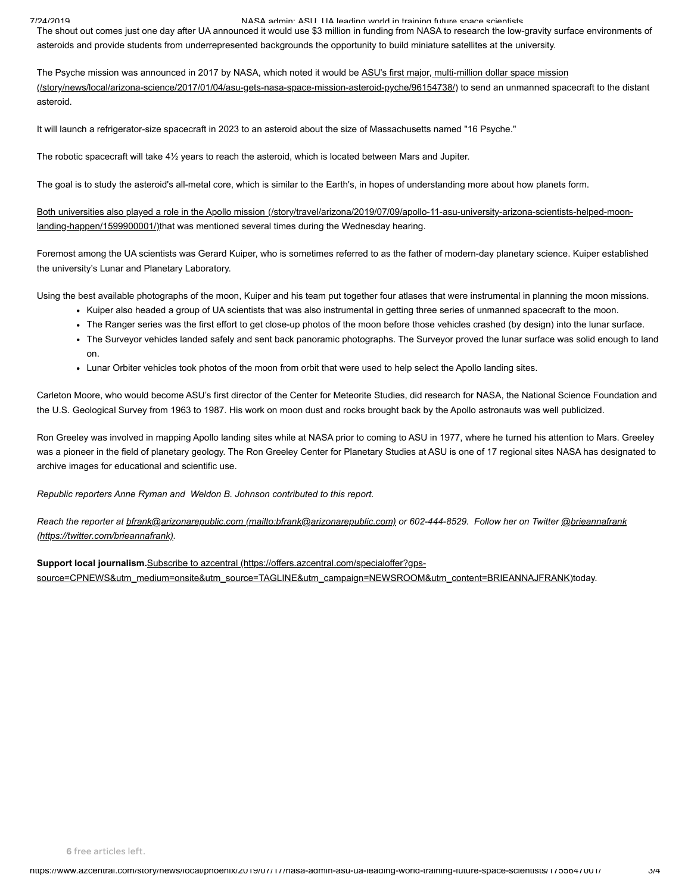The shout out comes just one day after UA announced it would use $3 million in funding from NASA to research the low-gravity surface environments of asteroids and provide students from underrepresented backgrounds the opportunity to build miniature satellites at the university.

The Psyche mission was announced in 2017 by NASA, which noted it would be [ASU's first major, multi-million dollar space mission](/story/news/local/arizona-science/2017/01/04/asu-gets-nasa-space-mission-asteroid-pyche/96154738/) to send an unmanned spacecraft to the distant asteroid.

It will launch a refrigerator-size spacecraft in 2023 to an asteroid about the size of Massachusetts named "16 Psyche."

The robotic spacecraft will take 4½ years to reach the asteroid, which is located between Mars and Jupiter.

The goal is to study the asteroid's all-metal core, which is similar to the Earth's, in hopes of understanding more about how planets form.

[Both universities also played a role in the Apollo mission](/story/travel/arizona/2019/07/09/apollo-11-asu-university-arizona-scientists-helped-moon-landing-happen/1599900001/)that was mentioned several times during the Wednesday hearing.

Foremost among the UA scientists was Gerard Kuiper, who is sometimes referred to as the father of modern-day planetary science. Kuiper established the university's Lunar and Planetary Laboratory.

Using the best available photographs of the moon, Kuiper and his team put together four atlases that were instrumental in planning the moon missions.

- Kuiper also headed a group of UA scientists that was also instrumental in getting three series of unmanned spacecraft to the moon.
- The Ranger series was the first effort to get close-up photos of the moon before those vehicles crashed (by design) into the lunar surface.
- The Surveyor vehicles landed safely and sent back panoramic photographs. The Surveyor proved the lunar surface was solid enough to land on.
- Lunar Orbiter vehicles took photos of the moon from orbit that were used to help select the Apollo landing sites.

Carleton Moore, who would become ASU's first director of the Center for Meteorite Studies, did research for NASA, the National Science Foundation and the U.S. Geological Survey from 1963 to 1987. His work on moon dust and rocks brought back by the Apollo astronauts was well publicized.

Ron Greeley was involved in mapping Apollo landing sites while at NASA prior to coming to ASU in 1977, where he turned his attention to Mars. Greeley was a pioneer in the field of planetary geology. The Ron Greeley Center for Planetary Studies at ASU is one of 17 regional sites NASA has designated to archive images for educational and scientific use.

*Republic reporters Anne Ryman and Weldon B. Johnson contributed to this report.*

*Reach the reporter at [bfrank@arizonarepublic.com](mailto:bfrank@arizonarepublic.com) or 602-444-8529. Follow her on Twitter [@brieannafrank](https://twitter.com/brieannafrank).*

**Support local journalism.**[Subscribe to azcentral](https://offers.azcentral.com/specialoffer?gps-source=CPNEWS&utm_medium=onsite&utm_source=TAGLINE&utm_campaign=NEWSROOM&utm_content=BRIEANNAJFRANK)today.

6 free articles left.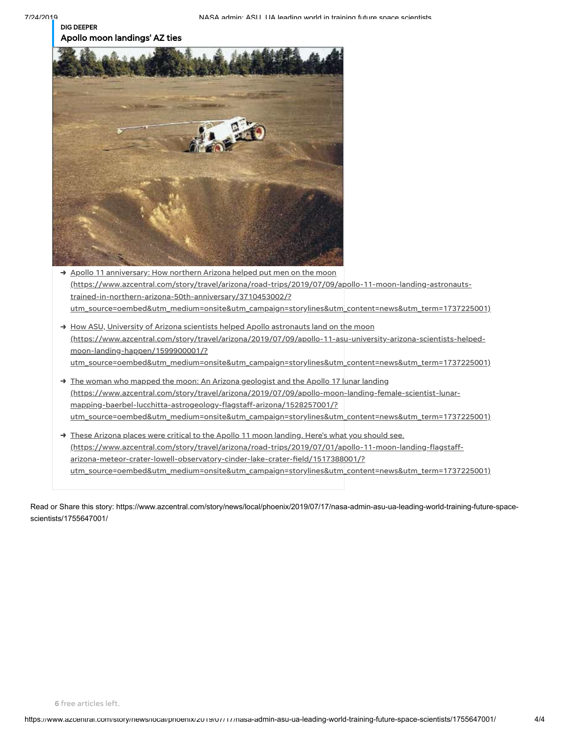DIG DEEPER

### Apollo moon landings' AZ ties

- → [Apollo 11 anniversary: How northern Arizona helped put men on the moon (https://www.azcentral.com/story/travel/arizona/road-trips/2019/07/09/apollo-11-moon-landing-astronauts-trained-in-northern-arizona-50th-anniversary/3710453002/?utm_source=oembed&utm_medium=onsite&utm_campaign=storylines&utm_content=news&utm_term=1737225001)](https://www.azcentral.com/story/travel/arizona/road-trips/2019/07/09/apollo-11-moon-landing-astronauts-trained-in-northern-arizona-50th-anniversary/3710453002/?utm_source=oembed&utm_medium=onsite&utm_campaign=storylines&utm_content=news&utm_term=1737225001)
- → [How ASU, University of Arizona scientists helped Apollo astronauts land on the moon (https://www.azcentral.com/story/travel/arizona/2019/07/09/apollo-11-asu-university-arizona-scientists-helped-moon-landing-happen/1599900001/?utm_source=oembed&utm_medium=onsite&utm_campaign=storylines&utm_content=news&utm_term=1737225001)](https://www.azcentral.com/story/travel/arizona/2019/07/09/apollo-11-asu-university-arizona-scientists-helped-moon-landing-happen/1599900001/?utm_source=oembed&utm_medium=onsite&utm_campaign=storylines&utm_content=news&utm_term=1737225001)
- → [The woman who mapped the moon: An Arizona geologist and the Apollo 17 lunar landing (https://www.azcentral.com/story/travel/arizona/2019/07/09/apollo-moon-landing-female-scientist-lunar-mapping-baerbel-lucchitta-astrogeology-flagstaff-arizona/1528257001/?utm_source=oembed&utm_medium=onsite&utm_campaign=storylines&utm_content=news&utm_term=1737225001)](https://www.azcentral.com/story/travel/arizona/2019/07/09/apollo-moon-landing-female-scientist-lunar-mapping-baerbel-lucchitta-astrogeology-flagstaff-arizona/1528257001/?utm_source=oembed&utm_medium=onsite&utm_campaign=storylines&utm_content=news&utm_term=1737225001)
- → [These Arizona places were critical to the Apollo 11 moon landing. Here's what you should see. (https://www.azcentral.com/story/travel/arizona/road-trips/2019/07/01/apollo-11-moon-landing-flagstaff-arizona-meteor-crater-lowell-observatory-cinder-lake-crater-field/1517388001/?utm_source=oembed&utm_medium=onsite&utm_campaign=storylines&utm_content=news&utm_term=1737225001)](https://www.azcentral.com/story/travel/arizona/road-trips/2019/07/01/apollo-11-moon-landing-flagstaff-arizona-meteor-crater-lowell-observatory-cinder-lake-crater-field/1517388001/?utm_source=oembed&utm_medium=onsite&utm_campaign=storylines&utm_content=news&utm_term=1737225001)

Read or Share this story: https://www.azcentral.com/story/news/local/phoenix/2019/07/17/nasa-admin-asu-ua-leading-world-training-future-space-scientists/1755647001/

**6** free articles left.